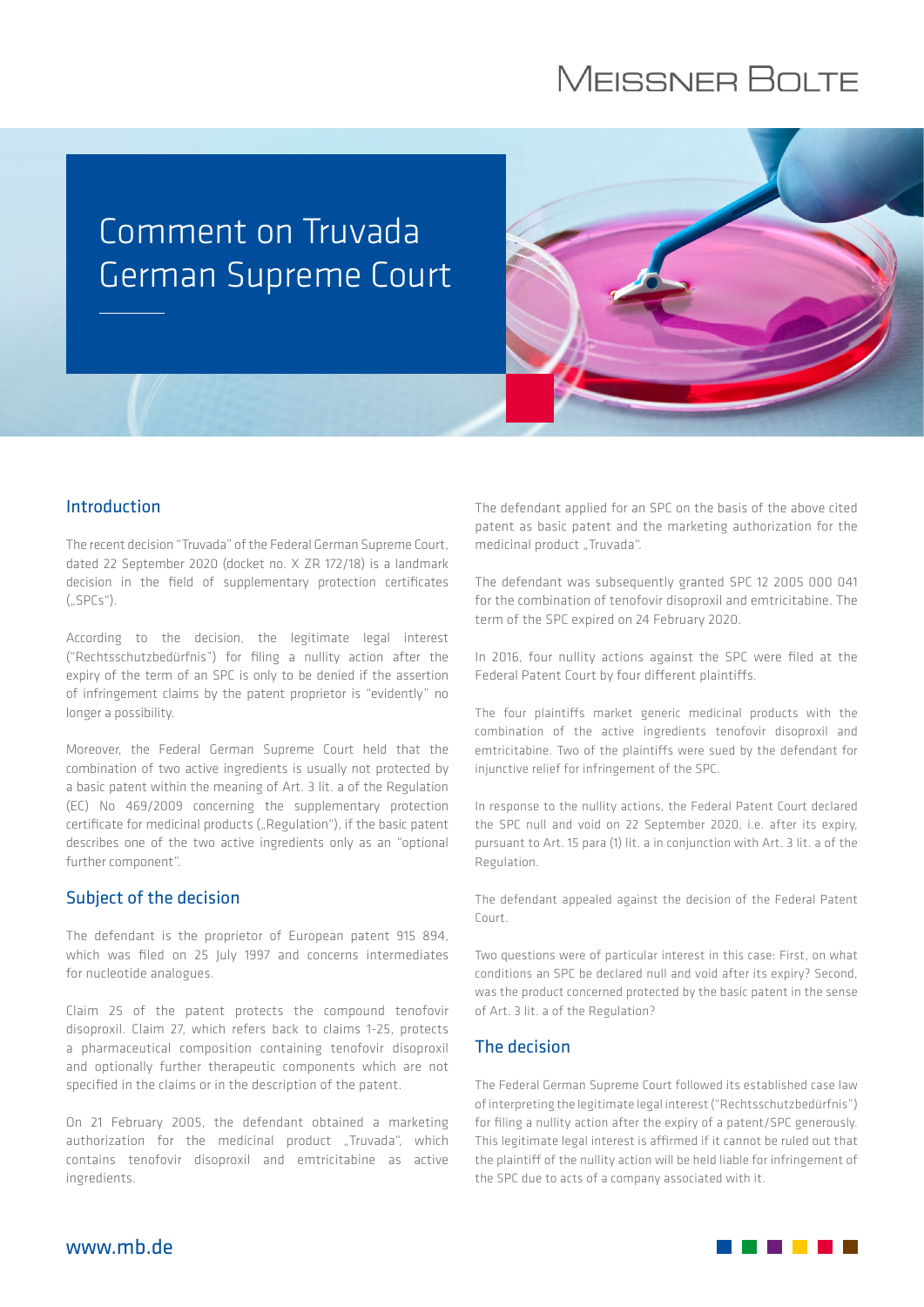# Comment on Truvada German Supreme Court

## Introduction

The recent decision "Truvada" of the Federal German Supreme Court, dated 22 September 2020 (docket no. X ZR 172/18) is a landmark decision in the field of supplementary protection certificates („SPCs").

According to the decision, the legitimate legal interest ("Rechtsschutzbedürfnis") for filing a nullity action after the expiry of the term of an SPC is only to be denied if the assertion of infringement claims by the patent proprietor is "evidently" no longer a possibility.

Moreover, the Federal German Supreme Court held that the combination of two active ingredients is usually not protected by a basic patent within the meaning of Art. 3 lit. a of the Regulation (EC) No 469/2009 concerning the supplementary protection certificate for medicinal products („Regulation"), if the basic patent describes one of the two active ingredients only as an "optional further component".

## Subject of the decision

The defendant is the proprietor of European patent 915 894, which was filed on 25 July 1997 and concerns intermediates for nucleotide analogues.

Claim 25 of the patent protects the compound tenofovir disoproxil. Claim 27, which refers back to claims 1-25, protects a pharmaceutical composition containing tenofovir disoproxil and optionally further therapeutic components which are not specified in the claims or in the description of the patent.

On 21 February 2005, the defendant obtained a marketing authorization for the medicinal product „Truvada", which contains tenofovir disoproxil and emtricitabine as active ingredients.

The defendant applied for an SPC on the basis of the above cited patent as basic patent and the marketing authorization for the medicinal product „Truvada".

The defendant was subsequently granted SPC 12 2005 000 041 for the combination of tenofovir disoproxil and emtricitabine. The term of the SPC expired on 24 February 2020.

In 2016, four nullity actions against the SPC were filed at the Federal Patent Court by four different plaintiffs.

The four plaintiffs market generic medicinal products with the combination of the active ingredients tenofovir disoproxil and emtricitabine. Two of the plaintiffs were sued by the defendant for injunctive relief for infringement of the SPC.

In response to the nullity actions, the Federal Patent Court declared the SPC null and void on 22 September 2020, i.e. after its expiry, pursuant to Art. 15 para (1) lit. a in conjunction with Art. 3 lit. a of the Regulation.

The defendant appealed against the decision of the Federal Patent Court.

Two questions were of particular interest in this case: First, on what conditions an SPC be declared null and void after its expiry? Second, was the product concerned protected by the basic patent in the sense of Art. 3 lit. a of the Regulation?

## The decision

The Federal German Supreme Court followed its established case law of interpreting the legitimate legal interest ("Rechtsschutzbedürfnis") for filing a nullity action after the expiry of a patent/SPC generously. This legitimate legal interest is affirmed if it cannot be ruled out that the plaintiff of the nullity action will be held liable for infringement of the SPC due to acts of a company associated with it.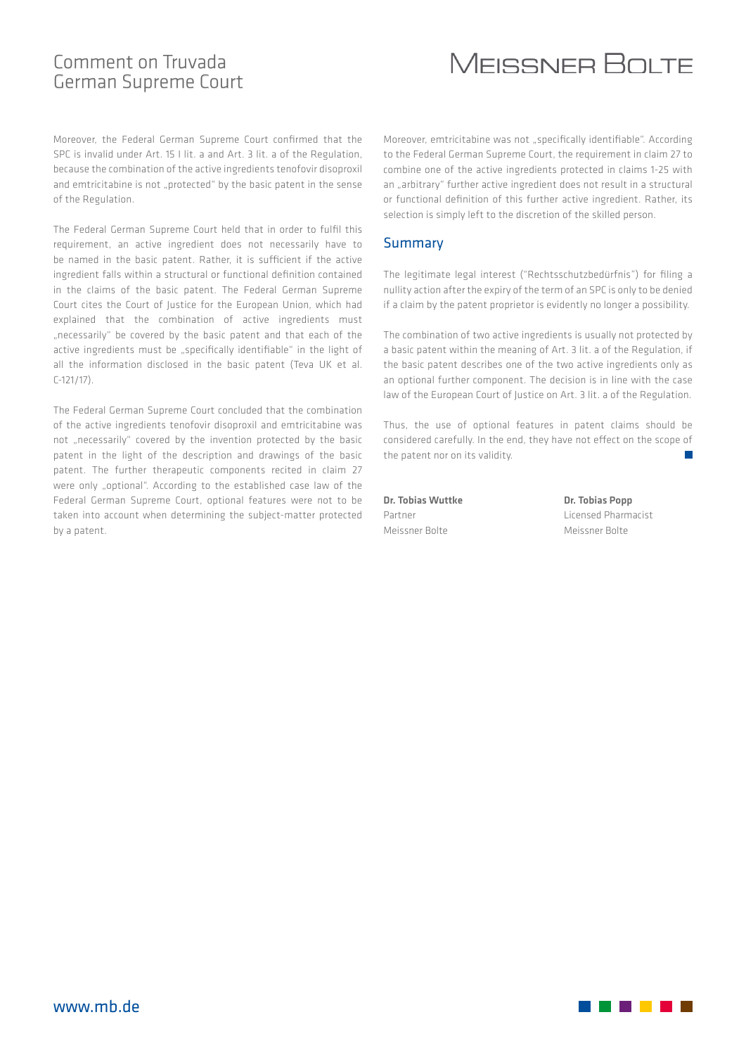Moreover, the Federal German Supreme Court confirmed that the SPC is invalid under Art. 15 I lit. a and Art. 3 lit. a of the Regulation, because the combination of the active ingredients tenofovir disoproxil and emtricitabine is not „protected" by the basic patent in the sense of the Regulation.

The Federal German Supreme Court held that in order to fulfil this requirement, an active ingredient does not necessarily have to be named in the basic patent. Rather, it is sufficient if the active ingredient falls within a structural or functional definition contained in the claims of the basic patent. The Federal German Supreme Court cites the Court of Justice for the European Union, which had explained that the combination of active ingredients must „necessarily" be covered by the basic patent and that each of the active ingredients must be „specifically identifiable" in the light of all the information disclosed in the basic patent (Teva UK et al. C-121/17).

The Federal German Supreme Court concluded that the combination of the active ingredients tenofovir disoproxil and emtricitabine was not „necessarily" covered by the invention protected by the basic patent in the light of the description and drawings of the basic patent. The further therapeutic components recited in claim 27 were only „optional". According to the established case law of the Federal German Supreme Court, optional features were not to be taken into account when determining the subject-matter protected by a patent.

Moreover, emtricitabine was not „specifically identifiable". According to the Federal German Supreme Court, the requirement in claim 27 to combine one of the active ingredients protected in claims 1-25 with an „arbitrary" further active ingredient does not result in a structural or functional definition of this further active ingredient. Rather, its selection is simply left to the discretion of the skilled person.

## Summary

The legitimate legal interest ("Rechtsschutzbedürfnis") for filing a nullity action after the expiry of the term of an SPC is only to be denied if a claim by the patent proprietor is evidently no longer a possibility.

The combination of two active ingredients is usually not protected by a basic patent within the meaning of Art. 3 lit. a of the Regulation, if the basic patent describes one of the two active ingredients only as an optional further component. The decision is in line with the case law of the European Court of Justice on Art. 3 lit. a of the Regulation.

Thus, the use of optional features in patent claims should be considered carefully. In the end, they have not effect on the scope of the patent nor on its validity.

**Dr. Tobias Wuttke**
Partner
Meissner Bolte

**Dr. Tobias Popp**
Licensed Pharmacist
Meissner Bolte